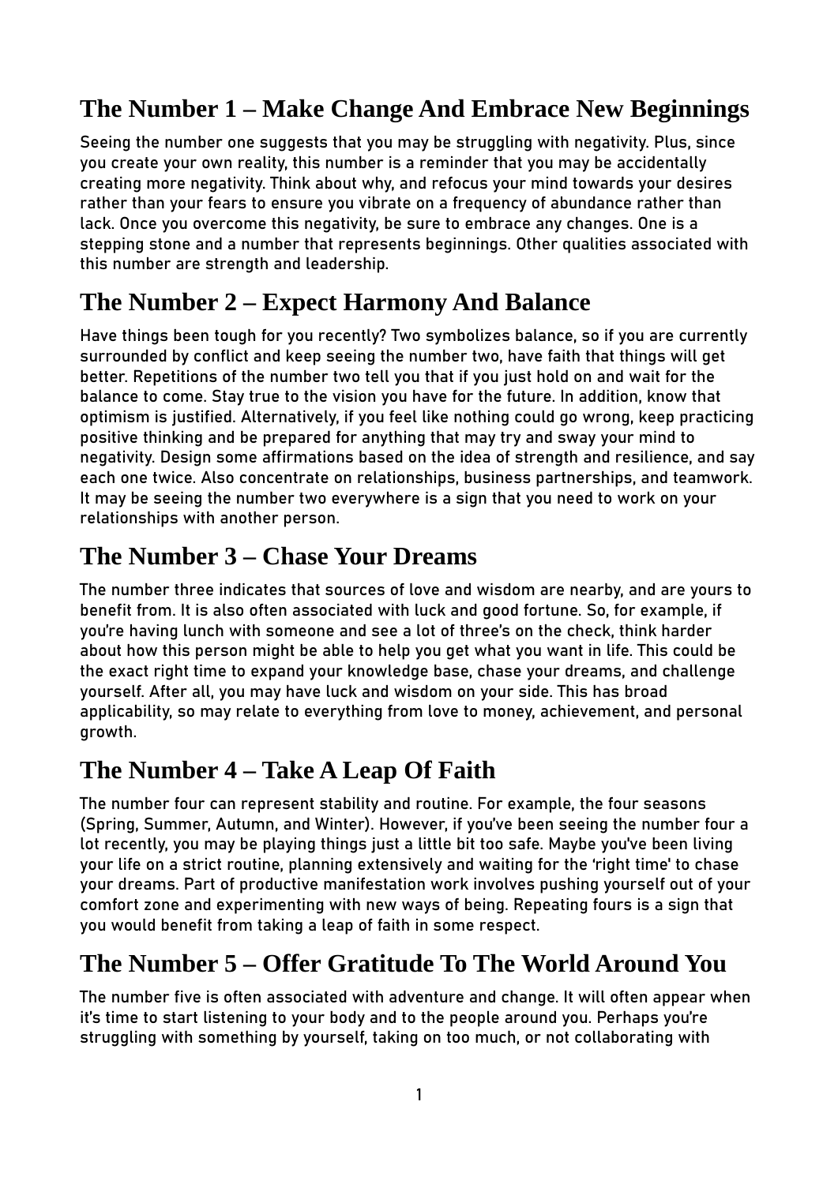## The Number 1 – Make Change And Embrace New Beginnings

Seeing the number one suggests that you may be struggling with negativity. Plus, since you create your own reality, this number is a reminder that you may be accidentally creating more negativity. Think about why, and refocus your mind towards your desires rather than your fears to ensure you vibrate on a frequency of abundance rather than lack. Once you overcome this negativity, be sure to embrace any changes. One is a stepping stone and a number that represents beginnings. Other qualities associated with this number are strength and leadership.

## The Number 2 – Expect Harmony And Balance

Have things been tough for you recently? Two symbolizes balance, so if you are currently surrounded by conflict and keep seeing the number two, have faith that things will get better. Repetitions of the number two tell you that if you just hold on and wait for the balance to come. Stay true to the vision you have for the future. In addition, know that optimism is justified. Alternatively, if you feel like nothing could go wrong, keep practicing positive thinking and be prepared for anything that may try and sway your mind to negativity. Design some affirmations based on the idea of strength and resilience, and say each one twice. Also concentrate on relationships, business partnerships, and teamwork. It may be seeing the number two everywhere is a sign that you need to work on your relationships with another person.

## The Number 3 – Chase Your Dreams

The number three indicates that sources of love and wisdom are nearby, and are yours to benefit from. It is also often associated with luck and good fortune. So, for example, if you're having lunch with someone and see a lot of three's on the check, think harder about how this person might be able to help you get what you want in life. This could be the exact right time to expand your knowledge base, chase your dreams, and challenge yourself. After all, you may have luck and wisdom on your side. This has broad applicability, so may relate to everything from love to money, achievement, and personal growth.

## The Number 4 – Take A Leap Of Faith

The number four can represent stability and routine. For example, the four seasons (Spring, Summer, Autumn, and Winter). However, if you've been seeing the number four a lot recently, you may be playing things just a little bit too safe. Maybe you've been living your life on a strict routine, planning extensively and waiting for the 'right time' to chase your dreams. Part of productive manifestation work involves pushing yourself out of your comfort zone and experimenting with new ways of being. Repeating fours is a sign that you would benefit from taking a leap of faith in some respect.

## The Number 5 – Offer Gratitude To The World Around You

The number five is often associated with adventure and change. It will often appear when it's time to start listening to your body and to the people around you. Perhaps you're struggling with something by yourself, taking on too much, or not collaborating with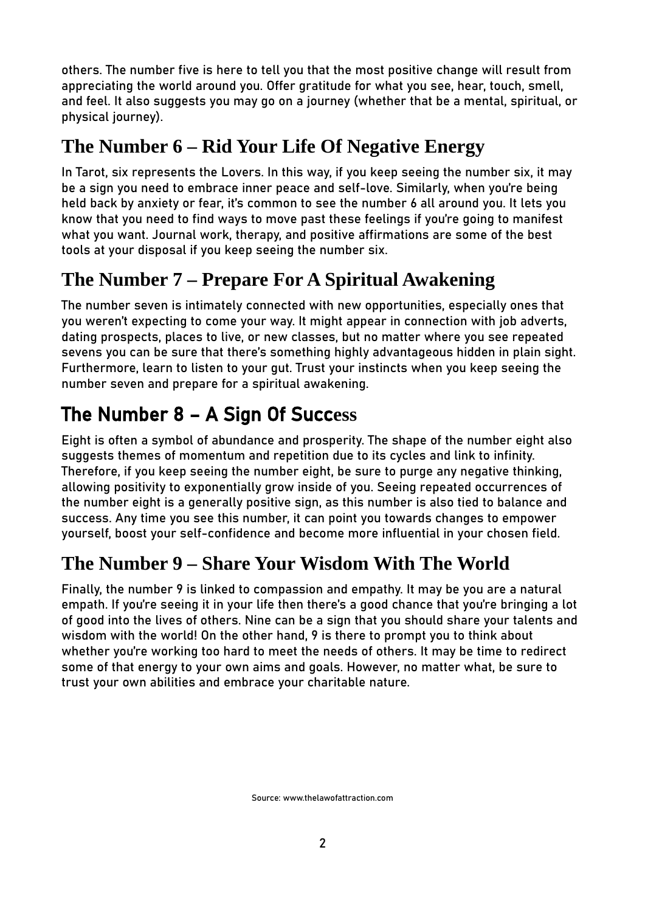others. The number five is here to tell you that the most positive change will result from appreciating the world around you. Offer gratitude for what you see, hear, touch, smell, and feel. It also suggests you may go on a journey (whether that be a mental, spiritual, or physical journey).

## The Number 6 – Rid Your Life Of Negative Energy

In Tarot, six represents the Lovers. In this way, if you keep seeing the number six, it may be a sign you need to embrace inner peace and self-love. Similarly, when you're being held back by anxiety or fear, it's common to see the number 6 all around you. It lets you know that you need to find ways to move past these feelings if you're going to manifest what you want. Journal work, therapy, and positive affirmations are some of the best tools at your disposal if you keep seeing the number six.

## The Number 7 – Prepare For A Spiritual Awakening

The number seven is intimately connected with new opportunities, especially ones that you weren't expecting to come your way. It might appear in connection with job adverts, dating prospects, places to live, or new classes, but no matter where you see repeated sevens you can be sure that there's something highly advantageous hidden in plain sight. Furthermore, learn to listen to your gut. Trust your instincts when you keep seeing the number seven and prepare for a spiritual awakening.

## The Number 8 – A Sign Of Success

Eight is often a symbol of abundance and prosperity. The shape of the number eight also suggests themes of momentum and repetition due to its cycles and link to infinity. Therefore, if you keep seeing the number eight, be sure to purge any negative thinking, allowing positivity to exponentially grow inside of you. Seeing repeated occurrences of the number eight is a generally positive sign, as this number is also tied to balance and success. Any time you see this number, it can point you towards changes to empower yourself, boost your self-confidence and become more influential in your chosen field.

## The Number 9 – Share Your Wisdom With The World

Finally, the number 9 is linked to compassion and empathy. It may be you are a natural empath. If you're seeing it in your life then there's a good chance that you're bringing a lot of good into the lives of others. Nine can be a sign that you should share your talents and wisdom with the world! On the other hand, 9 is there to prompt you to think about whether you're working too hard to meet the needs of others. It may be time to redirect some of that energy to your own aims and goals. However, no matter what, be sure to trust your own abilities and embrace your charitable nature.

Source: www.thelawofattraction.com